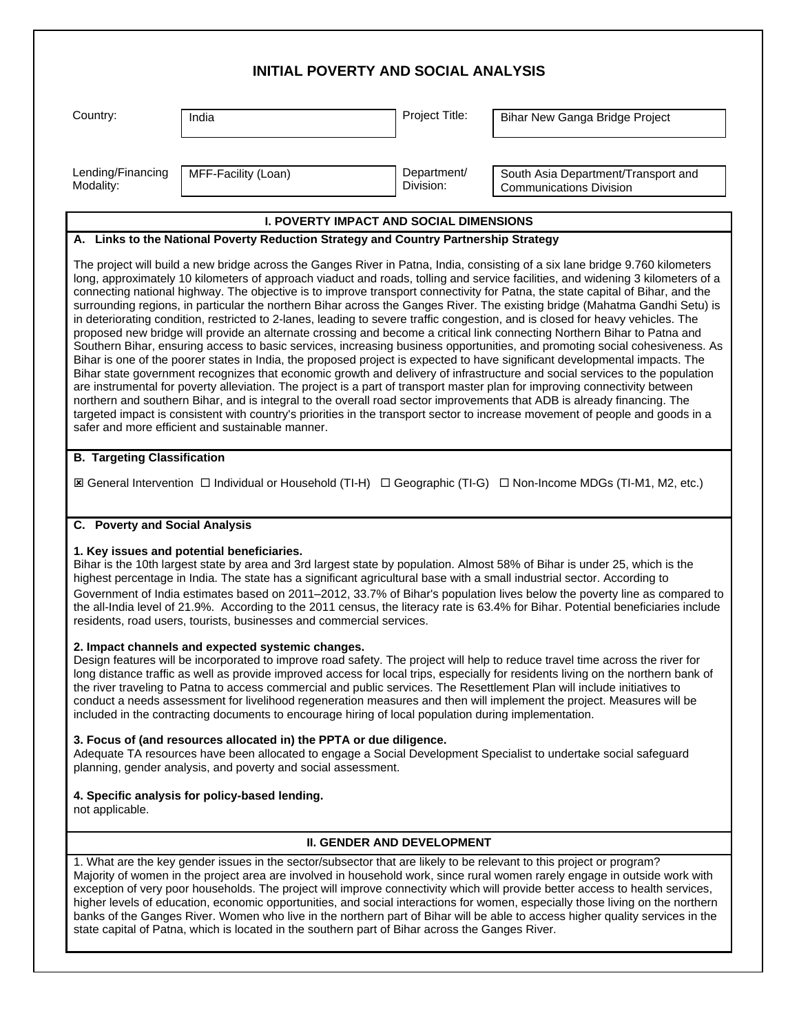# INITIAL POVERTY AND SOCIAL ANALYSIS

| Country: | India | Project Title: | Bihar New Ganga Bridge Project |
|---|---|---|---|
| Lending/Financing Modality: | MFF-Facility (Loan) | Department/ Division: | South Asia Department/Transport and Communications Division |

## I. POVERTY IMPACT AND SOCIAL DIMENSIONS

### A. Links to the National Poverty Reduction Strategy and Country Partnership Strategy

The project will build a new bridge across the Ganges River in Patna, India, consisting of a six lane bridge 9.760 kilometers long, approximately 10 kilometers of approach viaduct and roads, tolling and service facilities, and widening 3 kilometers of a connecting national highway. The objective is to improve transport connectivity for Patna, the state capital of Bihar, and the surrounding regions, in particular the northern Bihar across the Ganges River. The existing bridge (Mahatma Gandhi Setu) is in deteriorating condition, restricted to 2-lanes, leading to severe traffic congestion, and is closed for heavy vehicles. The proposed new bridge will provide an alternate crossing and become a critical link connecting Northern Bihar to Patna and Southern Bihar, ensuring access to basic services, increasing business opportunities, and promoting social cohesiveness. As Bihar is one of the poorer states in India, the proposed project is expected to have significant developmental impacts. The Bihar state government recognizes that economic growth and delivery of infrastructure and social services to the population are instrumental for poverty alleviation. The project is a part of transport master plan for improving connectivity between northern and southern Bihar, and is integral to the overall road sector improvements that ADB is already financing. The targeted impact is consistent with country's priorities in the transport sector to increase movement of people and goods in a safer and more efficient and sustainable manner.

### B. Targeting Classification

☒ General Intervention ☐ Individual or Household (TI-H) ☐ Geographic (TI-G) ☐ Non-Income MDGs (TI-M1, M2, etc.)

### C. Poverty and Social Analysis

**1. Key issues and potential beneficiaries.**
Bihar is the 10th largest state by area and 3rd largest state by population. Almost 58% of Bihar is under 25, which is the highest percentage in India. The state has a significant agricultural base with a small industrial sector. According to Government of India estimates based on 2011–2012, 33.7% of Bihar's population lives below the poverty line as compared to the all-India level of 21.9%. According to the 2011 census, the literacy rate is 63.4% for Bihar. Potential beneficiaries include residents, road users, tourists, businesses and commercial services.

**2. Impact channels and expected systemic changes.**
Design features will be incorporated to improve road safety. The project will help to reduce travel time across the river for long distance traffic as well as provide improved access for local trips, especially for residents living on the northern bank of the river traveling to Patna to access commercial and public services. The Resettlement Plan will include initiatives to conduct a needs assessment for livelihood regeneration measures and then will implement the project. Measures will be included in the contracting documents to encourage hiring of local population during implementation.

**3. Focus of (and resources allocated in) the PPTA or due diligence.**
Adequate TA resources have been allocated to engage a Social Development Specialist to undertake social safeguard planning, gender analysis, and poverty and social assessment.

**4. Specific analysis for policy-based lending.**
not applicable.

## II. GENDER AND DEVELOPMENT

1. What are the key gender issues in the sector/subsector that are likely to be relevant to this project or program?
Majority of women in the project area are involved in household work, since rural women rarely engage in outside work with exception of very poor households. The project will improve connectivity which will provide better access to health services, higher levels of education, economic opportunities, and social interactions for women, especially those living on the northern banks of the Ganges River. Women who live in the northern part of Bihar will be able to access higher quality services in the state capital of Patna, which is located in the southern part of Bihar across the Ganges River.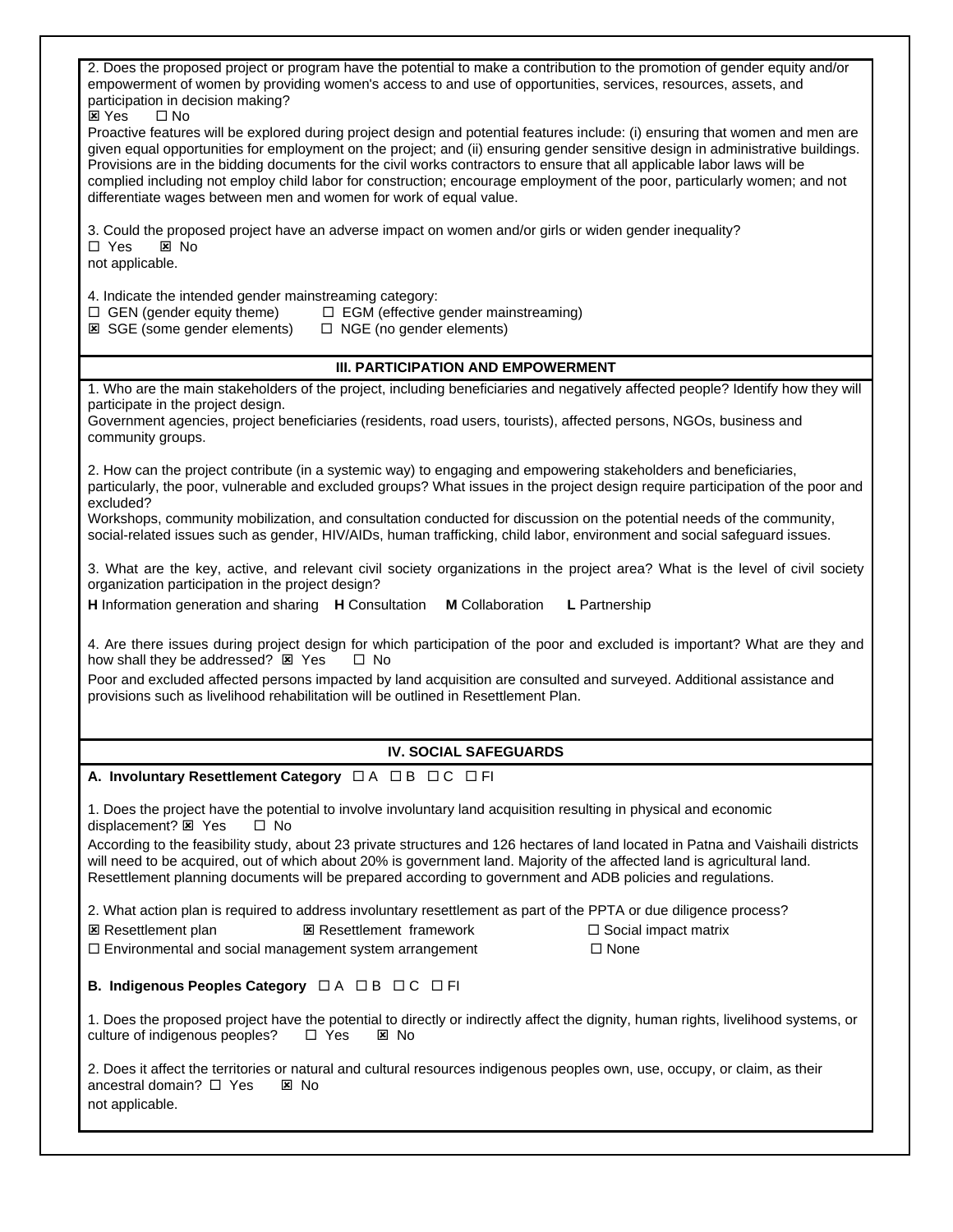2. Does the proposed project or program have the potential to make a contribution to the promotion of gender equity and/or empowerment of women by providing women's access to and use of opportunities, services, resources, assets, and participation in decision making?

☒ Yes ☐ No

Proactive features will be explored during project design and potential features include: (i) ensuring that women and men are given equal opportunities for employment on the project; and (ii) ensuring gender sensitive design in administrative buildings. Provisions are in the bidding documents for the civil works contractors to ensure that all applicable labor laws will be complied including not employ child labor for construction; encourage employment of the poor, particularly women; and not differentiate wages between men and women for work of equal value.

3. Could the proposed project have an adverse impact on women and/or girls or widen gender inequality?

☐ Yes ☒ No

not applicable.

4. Indicate the intended gender mainstreaming category:

☐ GEN (gender equity theme) ☐ EGM (effective gender mainstreaming)

☒ SGE (some gender elements) ☐ NGE (no gender elements)

## III. PARTICIPATION AND EMPOWERMENT

1. Who are the main stakeholders of the project, including beneficiaries and negatively affected people? Identify how they will participate in the project design.

Government agencies, project beneficiaries (residents, road users, tourists), affected persons, NGOs, business and community groups.

2. How can the project contribute (in a systemic way) to engaging and empowering stakeholders and beneficiaries, particularly, the poor, vulnerable and excluded groups? What issues in the project design require participation of the poor and excluded?

Workshops, community mobilization, and consultation conducted for discussion on the potential needs of the community, social-related issues such as gender, HIV/AIDs, human trafficking, child labor, environment and social safeguard issues.

3. What are the key, active, and relevant civil society organizations in the project area? What is the level of civil society organization participation in the project design?

**H** Information generation and sharing **H** Consultation **M** Collaboration **L** Partnership

4. Are there issues during project design for which participation of the poor and excluded is important? What are they and how shall they be addressed? ☒ Yes ☐ No

Poor and excluded affected persons impacted by land acquisition are consulted and surveyed. Additional assistance and provisions such as livelihood rehabilitation will be outlined in Resettlement Plan.

## IV. SOCIAL SAFEGUARDS

**A. Involuntary Resettlement Category** ☐ A ☐ B ☐ C ☐ FI

1. Does the project have the potential to involve involuntary land acquisition resulting in physical and economic displacement? ☒ Yes ☐ No

According to the feasibility study, about 23 private structures and 126 hectares of land located in Patna and Vaishaili districts will need to be acquired, out of which about 20% is government land. Majority of the affected land is agricultural land. Resettlement planning documents will be prepared according to government and ADB policies and regulations.

2. What action plan is required to address involuntary resettlement as part of the PPTA or due diligence process?

☒ Resettlement plan ☒ Resettlement framework ☐ Social impact matrix

☐ Environmental and social management system arrangement ☐ None

**B. Indigenous Peoples Category** ☐ A ☐ B ☐ C ☐ FI

1. Does the proposed project have the potential to directly or indirectly affect the dignity, human rights, livelihood systems, or culture of indigenous peoples? ☐ Yes ☒ No

2. Does it affect the territories or natural and cultural resources indigenous peoples own, use, occupy, or claim, as their ancestral domain? ☐ Yes ☒ No

not applicable.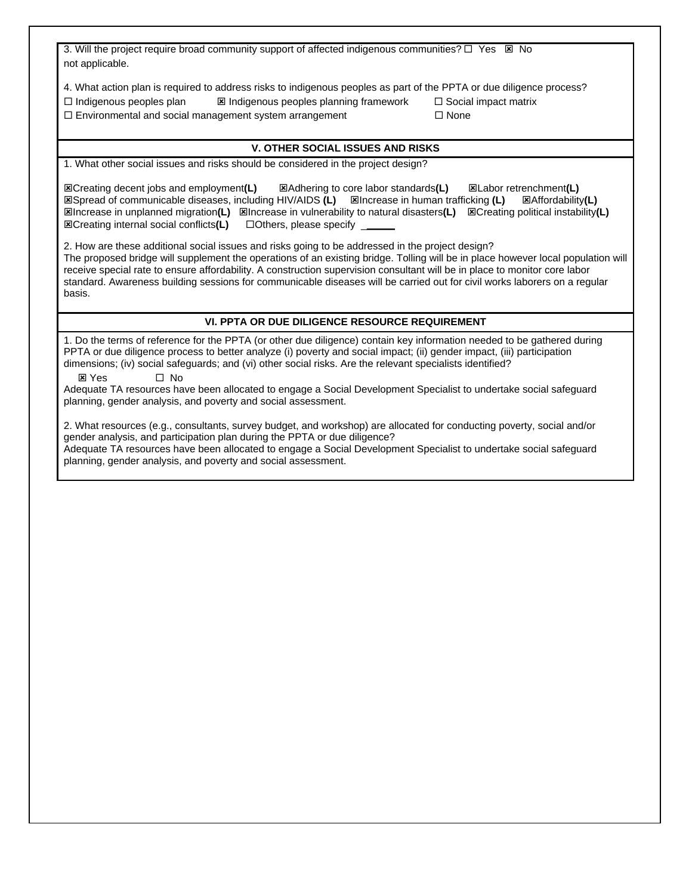3. Will the project require broad community support of affected indigenous communities? ☐ Yes ☒ No
not applicable.

4. What action plan is required to address risks to indigenous peoples as part of the PPTA or due diligence process?
☐ Indigenous peoples plan ☒ Indigenous peoples planning framework ☐ Social impact matrix
☐ Environmental and social management system arrangement ☐ None

## V. OTHER SOCIAL ISSUES AND RISKS

1. What other social issues and risks should be considered in the project design?

☒Creating decent jobs and employment**(L)** ☒Adhering to core labor standards**(L)** ☒Labor retrenchment**(L)**
☒Spread of communicable diseases, including HIV/AIDS **(L)** ☒Increase in human trafficking **(L)** ☒Affordability**(L)**
☒Increase in unplanned migration**(L)** ☒Increase in vulnerability to natural disasters**(L)** ☒Creating political instability**(L)**
☒Creating internal social conflicts**(L)** ☐Others, please specify ______

2. How are these additional social issues and risks going to be addressed in the project design?
The proposed bridge will supplement the operations of an existing bridge. Tolling will be in place however local population will receive special rate to ensure affordability. A construction supervision consultant will be in place to monitor core labor standard. Awareness building sessions for communicable diseases will be carried out for civil works laborers on a regular basis.

## VI. PPTA OR DUE DILIGENCE RESOURCE REQUIREMENT

1. Do the terms of reference for the PPTA (or other due diligence) contain key information needed to be gathered during PPTA or due diligence process to better analyze (i) poverty and social impact; (ii) gender impact, (iii) participation dimensions; (iv) social safeguards; and (vi) other social risks. Are the relevant specialists identified?
☒ Yes ☐ No
Adequate TA resources have been allocated to engage a Social Development Specialist to undertake social safeguard planning, gender analysis, and poverty and social assessment.

2. What resources (e.g., consultants, survey budget, and workshop) are allocated for conducting poverty, social and/or gender analysis, and participation plan during the PPTA or due diligence?
Adequate TA resources have been allocated to engage a Social Development Specialist to undertake social safeguard planning, gender analysis, and poverty and social assessment.